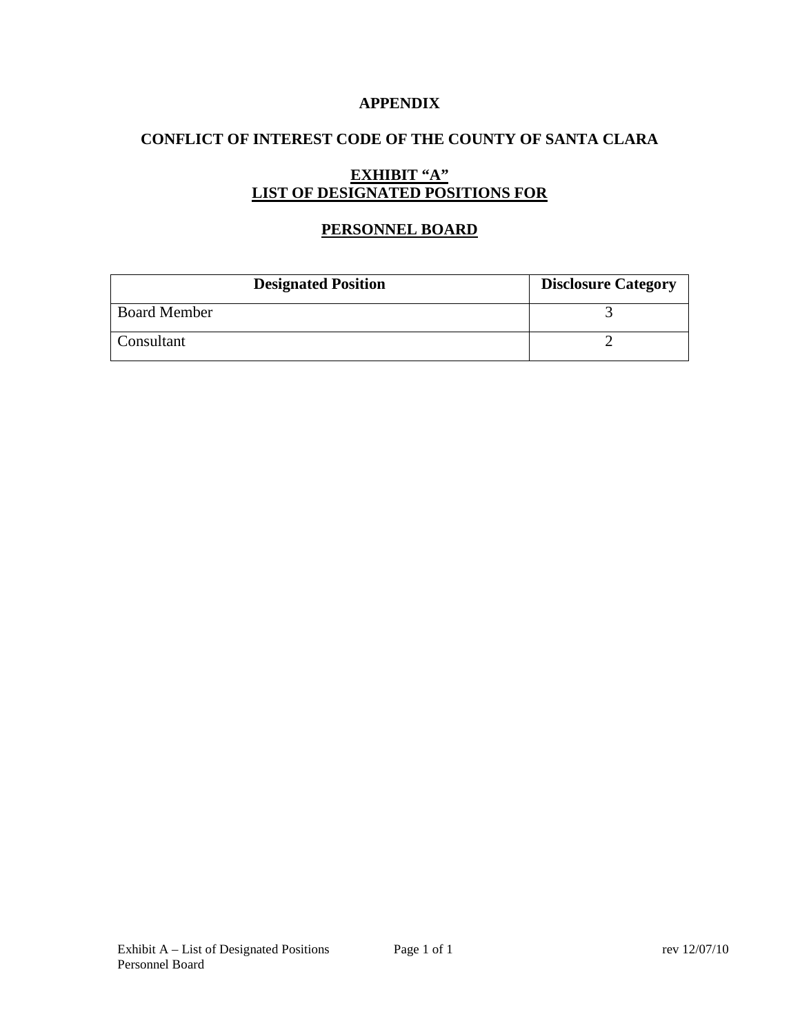# APPENDIX

## CONFLICT OF INTEREST CODE OF THE COUNTY OF SANTA CLARA

### EXHIBIT "A"
### LIST OF DESIGNATED POSITIONS FOR

### PERSONNEL BOARD

| Designated Position | Disclosure Category |
|---|---|
| Board Member | 3 |
| Consultant | 2 |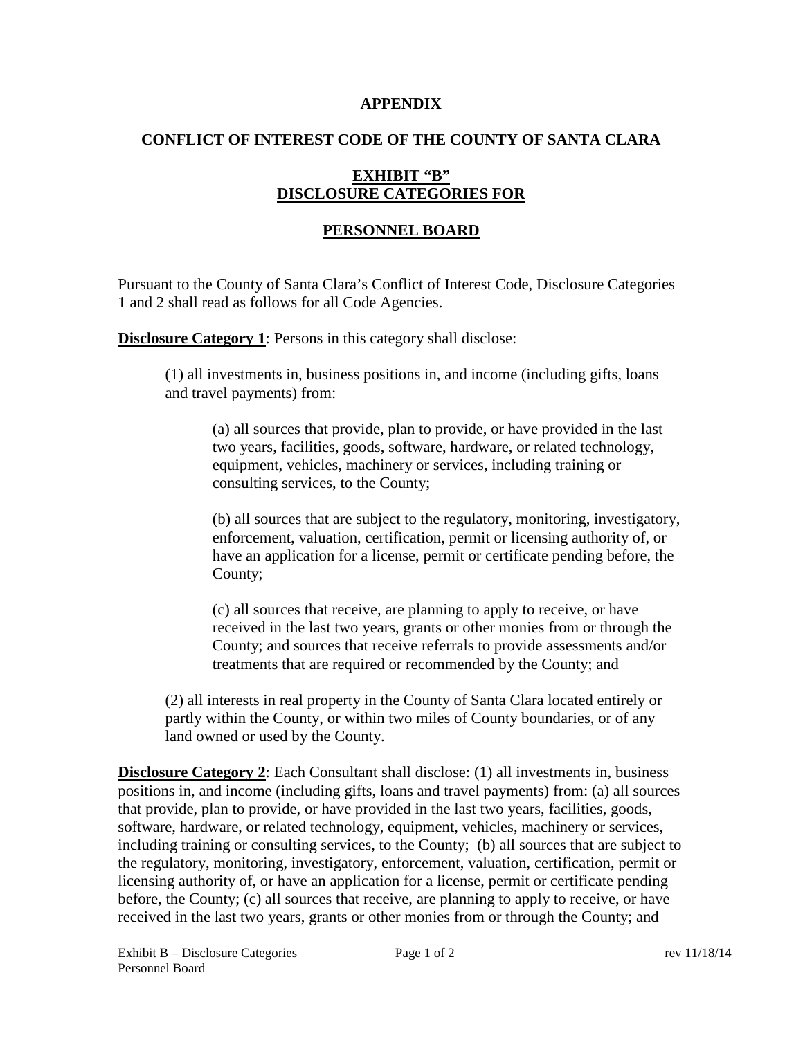**APPENDIX**

**CONFLICT OF INTEREST CODE OF THE COUNTY OF SANTA CLARA**

**EXHIBIT "B"**
**DISCLOSURE CATEGORIES FOR**

**PERSONNEL BOARD**

Pursuant to the County of Santa Clara's Conflict of Interest Code, Disclosure Categories 1 and 2 shall read as follows for all Code Agencies.

**Disclosure Category 1**: Persons in this category shall disclose:

(1) all investments in, business positions in, and income (including gifts, loans and travel payments) from:

(a) all sources that provide, plan to provide, or have provided in the last two years, facilities, goods, software, hardware, or related technology, equipment, vehicles, machinery or services, including training or consulting services, to the County;

(b) all sources that are subject to the regulatory, monitoring, investigatory, enforcement, valuation, certification, permit or licensing authority of, or have an application for a license, permit or certificate pending before, the County;

(c) all sources that receive, are planning to apply to receive, or have received in the last two years, grants or other monies from or through the County; and sources that receive referrals to provide assessments and/or treatments that are required or recommended by the County; and

(2) all interests in real property in the County of Santa Clara located entirely or partly within the County, or within two miles of County boundaries, or of any land owned or used by the County.

**Disclosure Category 2**: Each Consultant shall disclose: (1) all investments in, business positions in, and income (including gifts, loans and travel payments) from: (a) all sources that provide, plan to provide, or have provided in the last two years, facilities, goods, software, hardware, or related technology, equipment, vehicles, machinery or services, including training or consulting services, to the County; (b) all sources that are subject to the regulatory, monitoring, investigatory, enforcement, valuation, certification, permit or licensing authority of, or have an application for a license, permit or certificate pending before, the County; (c) all sources that receive, are planning to apply to receive, or have received in the last two years, grants or other monies from or through the County; and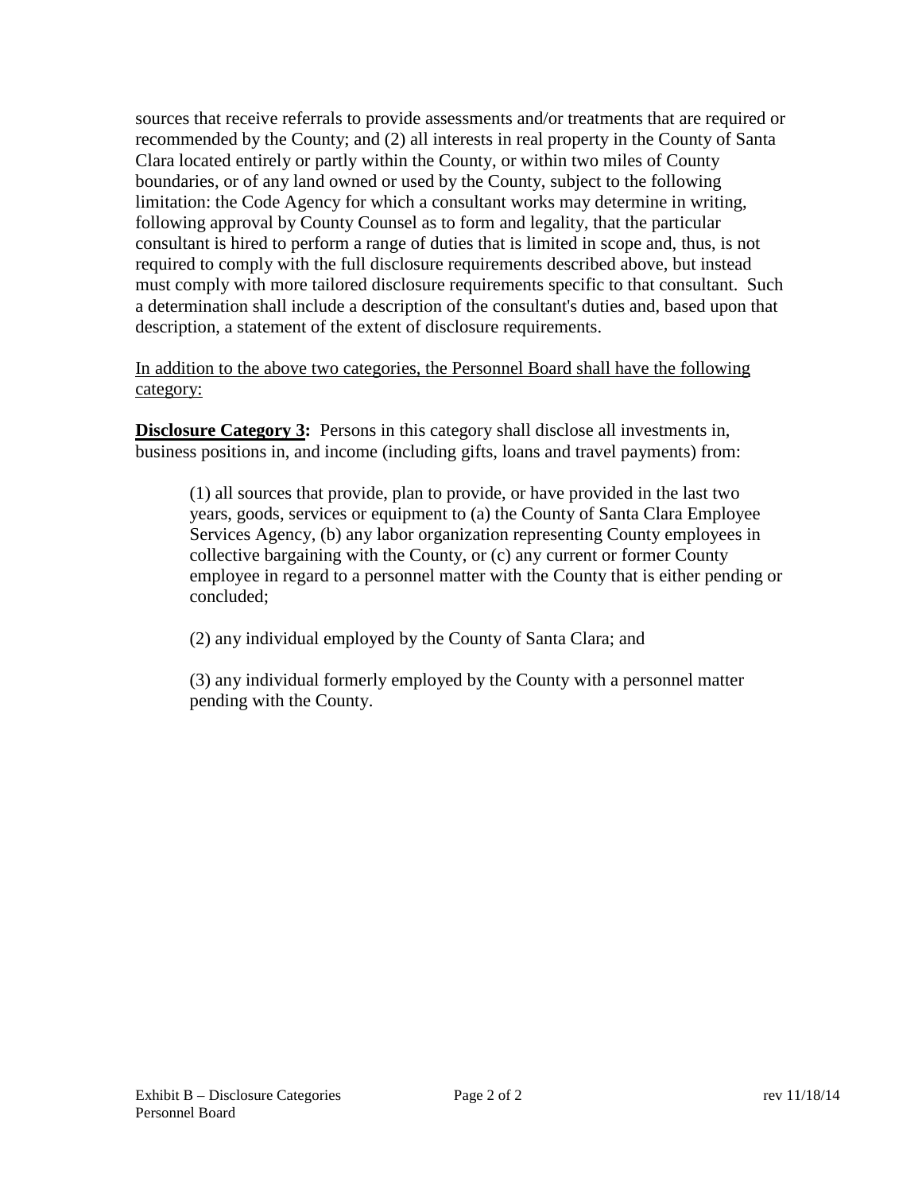sources that receive referrals to provide assessments and/or treatments that are required or recommended by the County; and (2) all interests in real property in the County of Santa Clara located entirely or partly within the County, or within two miles of County boundaries, or of any land owned or used by the County, subject to the following limitation: the Code Agency for which a consultant works may determine in writing, following approval by County Counsel as to form and legality, that the particular consultant is hired to perform a range of duties that is limited in scope and, thus, is not required to comply with the full disclosure requirements described above, but instead must comply with more tailored disclosure requirements specific to that consultant. Such a determination shall include a description of the consultant's duties and, based upon that description, a statement of the extent of disclosure requirements.

<u>In addition to the above two categories, the Personnel Board shall have the following category:</u>

**<u>Disclosure Category 3:</u>** Persons in this category shall disclose all investments in, business positions in, and income (including gifts, loans and travel payments) from:

> (1) all sources that provide, plan to provide, or have provided in the last two years, goods, services or equipment to (a) the County of Santa Clara Employee Services Agency, (b) any labor organization representing County employees in collective bargaining with the County, or (c) any current or former County employee in regard to a personnel matter with the County that is either pending or concluded;
>
> (2) any individual employed by the County of Santa Clara; and
>
> (3) any individual formerly employed by the County with a personnel matter pending with the County.